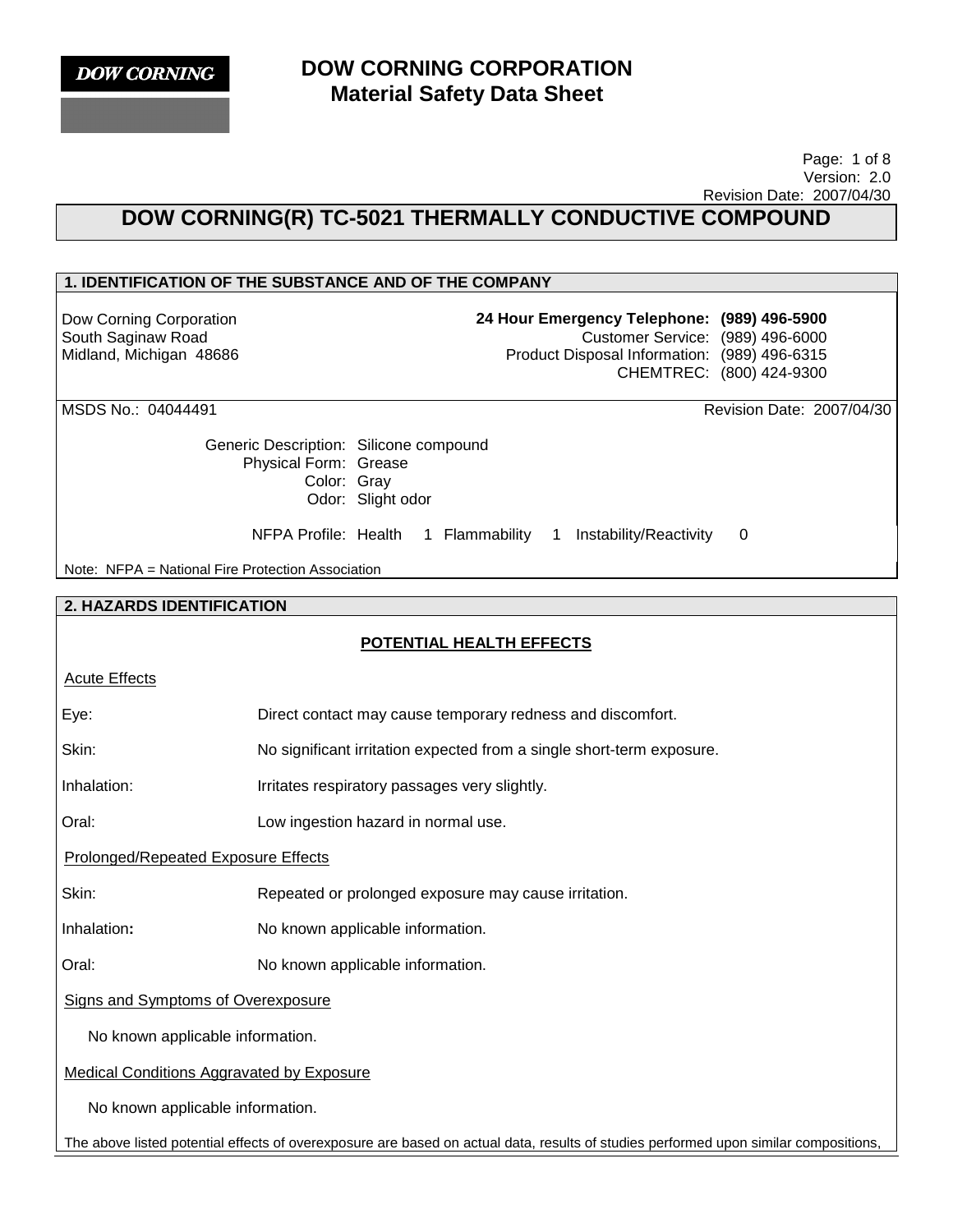# DOW CORNING CORPORATION
## Material Safety Data Sheet

Version: 2.0
Revision Date: 2007/04/30

# DOW CORNING(R) TC-5021 THERMALLY CONDUCTIVE COMPOUND

## 1. IDENTIFICATION OF THE SUBSTANCE AND OF THE COMPANY

Dow Corning Corporation
South Saginaw Road
Midland, Michigan 48686

**24 Hour Emergency Telephone: (989) 496-5900**
Customer Service: (989) 496-6000
Product Disposal Information: (989) 496-6315
CHEMTREC: (800) 424-9300

MSDS No.: 04044491

Revision Date: 2007/04/30

Generic Description: Silicone compound
Physical Form: Grease
Color: Gray
Odor: Slight odor

NFPA Profile: Health 1 Flammability 1 Instability/Reactivity 0

Note: NFPA = National Fire Protection Association

## 2. HAZARDS IDENTIFICATION

### POTENTIAL HEALTH EFFECTS

Acute Effects

Eye: Direct contact may cause temporary redness and discomfort.

Skin: No significant irritation expected from a single short-term exposure.

Inhalation: Irritates respiratory passages very slightly.

Oral: Low ingestion hazard in normal use.

Prolonged/Repeated Exposure Effects

Skin: Repeated or prolonged exposure may cause irritation.

Inhalation: No known applicable information.

Oral: No known applicable information.

Signs and Symptoms of Overexposure

No known applicable information.

Medical Conditions Aggravated by Exposure

No known applicable information.

The above listed potential effects of overexposure are based on actual data, results of studies performed upon similar compositions,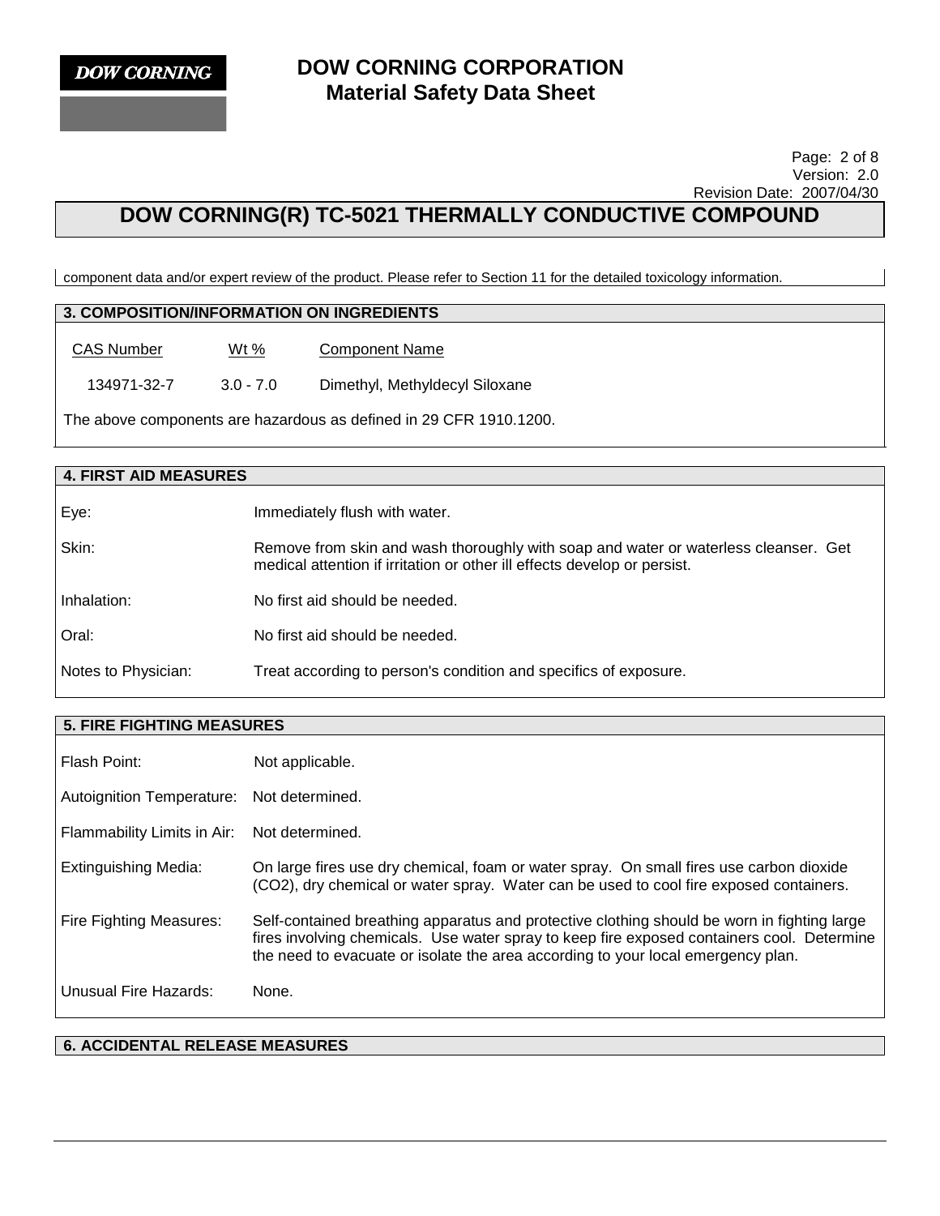component data and/or expert review of the product. Please refer to Section 11 for the detailed toxicology information.

## 3. COMPOSITION/INFORMATION ON INGREDIENTS

| CAS Number | Wt % | Component Name |
|---|---|---|
| 134971-32-7 | 3.0 - 7.0 | Dimethyl, Methyldecyl Siloxane |

The above components are hazardous as defined in 29 CFR 1910.1200.

## 4. FIRST AID MEASURES

| | |
|---|---|
| Eye: | Immediately flush with water. |
| Skin: | Remove from skin and wash thoroughly with soap and water or waterless cleanser. Get medical attention if irritation or other ill effects develop or persist. |
| Inhalation: | No first aid should be needed. |
| Oral: | No first aid should be needed. |
| Notes to Physician: | Treat according to person's condition and specifics of exposure. |

## 5. FIRE FIGHTING MEASURES

| | |
|---|---|
| Flash Point: | Not applicable. |
| Autoignition Temperature: | Not determined. |
| Flammability Limits in Air: | Not determined. |
| Extinguishing Media: | On large fires use dry chemical, foam or water spray. On small fires use carbon dioxide ($CO_2$), dry chemical or water spray. Water can be used to cool fire exposed containers. |
| Fire Fighting Measures: | Self-contained breathing apparatus and protective clothing should be worn in fighting large fires involving chemicals. Use water spray to keep fire exposed containers cool. Determine the need to evacuate or isolate the area according to your local emergency plan. |
| Unusual Fire Hazards: | None. |

## 6. ACCIDENTAL RELEASE MEASURES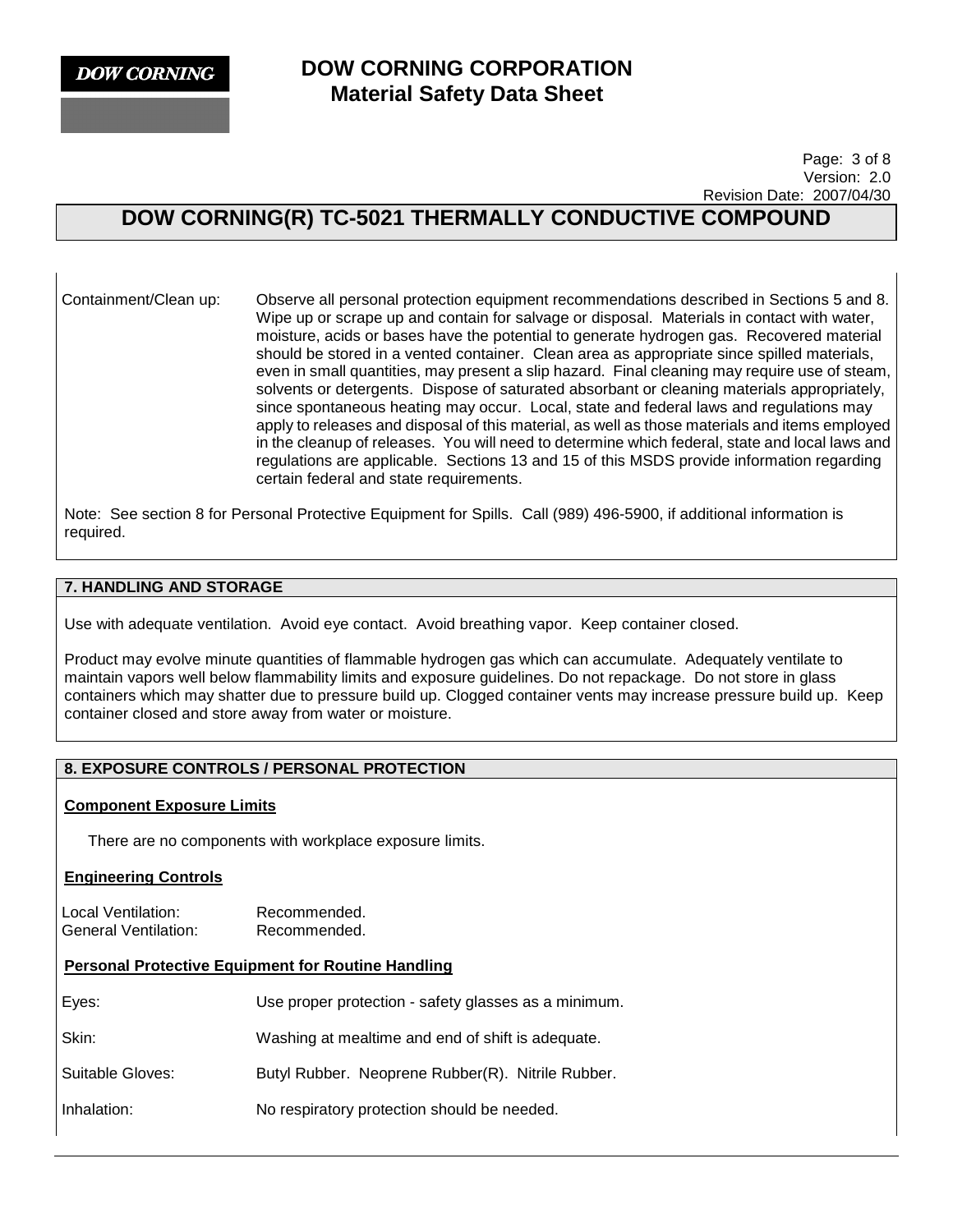Containment/Clean up: Observe all personal protection equipment recommendations described in Sections 5 and 8. Wipe up or scrape up and contain for salvage or disposal. Materials in contact with water, moisture, acids or bases have the potential to generate hydrogen gas. Recovered material should be stored in a vented container. Clean area as appropriate since spilled materials, even in small quantities, may present a slip hazard. Final cleaning may require use of steam, solvents or detergents. Dispose of saturated absorbant or cleaning materials appropriately, since spontaneous heating may occur. Local, state and federal laws and regulations may apply to releases and disposal of this material, as well as those materials and items employed in the cleanup of releases. You will need to determine which federal, state and local laws and regulations are applicable. Sections 13 and 15 of this MSDS provide information regarding certain federal and state requirements.

Note: See section 8 for Personal Protective Equipment for Spills. Call (989) 496-5900, if additional information is required.

## 7. HANDLING AND STORAGE

Use with adequate ventilation. Avoid eye contact. Avoid breathing vapor. Keep container closed.

Product may evolve minute quantities of flammable hydrogen gas which can accumulate. Adequately ventilate to maintain vapors well below flammability limits and exposure guidelines. Do not repackage. Do not store in glass containers which may shatter due to pressure build up. Clogged container vents may increase pressure build up. Keep container closed and store away from water or moisture.

## 8. EXPOSURE CONTROLS / PERSONAL PROTECTION

**Component Exposure Limits**

There are no components with workplace exposure limits.

**Engineering Controls**

Local Ventilation: Recommended.
General Ventilation: Recommended.

**Personal Protective Equipment for Routine Handling**

Eyes: Use proper protection - safety glasses as a minimum.

Skin: Washing at mealtime and end of shift is adequate.

Suitable Gloves: Butyl Rubber. Neoprene Rubber(R). Nitrile Rubber.

Inhalation: No respiratory protection should be needed.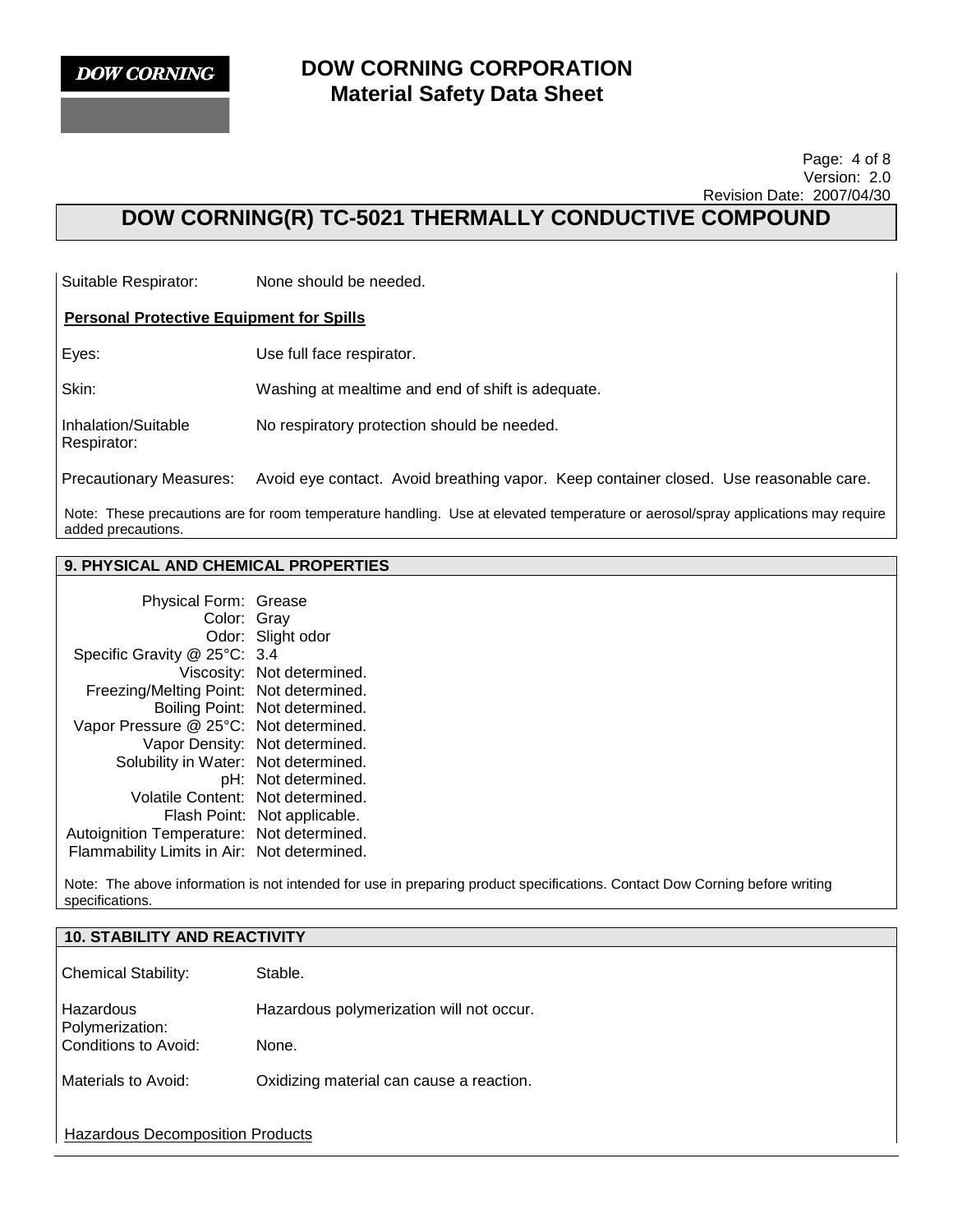Suitable Respirator: None should be needed.

**Personal Protective Equipment for Spills**

Eyes: Use full face respirator.

Skin: Washing at mealtime and end of shift is adequate.

Inhalation/Suitable Respirator: No respiratory protection should be needed.

Precautionary Measures: Avoid eye contact. Avoid breathing vapor. Keep container closed. Use reasonable care.

Note: These precautions are for room temperature handling. Use at elevated temperature or aerosol/spray applications may require added precautions.

## 9. PHYSICAL AND CHEMICAL PROPERTIES

| Property | Value |
|---|---|
| Physical Form: | Grease |
| Color: | Gray |
| Odor: | Slight odor |
| Specific Gravity @ 25°C: | 3.4 |
| Viscosity: | Not determined. |
| Freezing/Melting Point: | Not determined. |
| Boiling Point: | Not determined. |
| Vapor Pressure @ 25°C: | Not determined. |
| Vapor Density: | Not determined. |
| Solubility in Water: | Not determined. |
| pH: | Not determined. |
| Volatile Content: | Not determined. |
| Flash Point: | Not applicable. |
| Autoignition Temperature: | Not determined. |
| Flammability Limits in Air: | Not determined. |

Note: The above information is not intended for use in preparing product specifications. Contact Dow Corning before writing specifications.

## 10. STABILITY AND REACTIVITY

Chemical Stability: Stable.

Hazardous Polymerization: Hazardous polymerization will not occur.

Conditions to Avoid: None.

Materials to Avoid: Oxidizing material can cause a reaction.

Hazardous Decomposition Products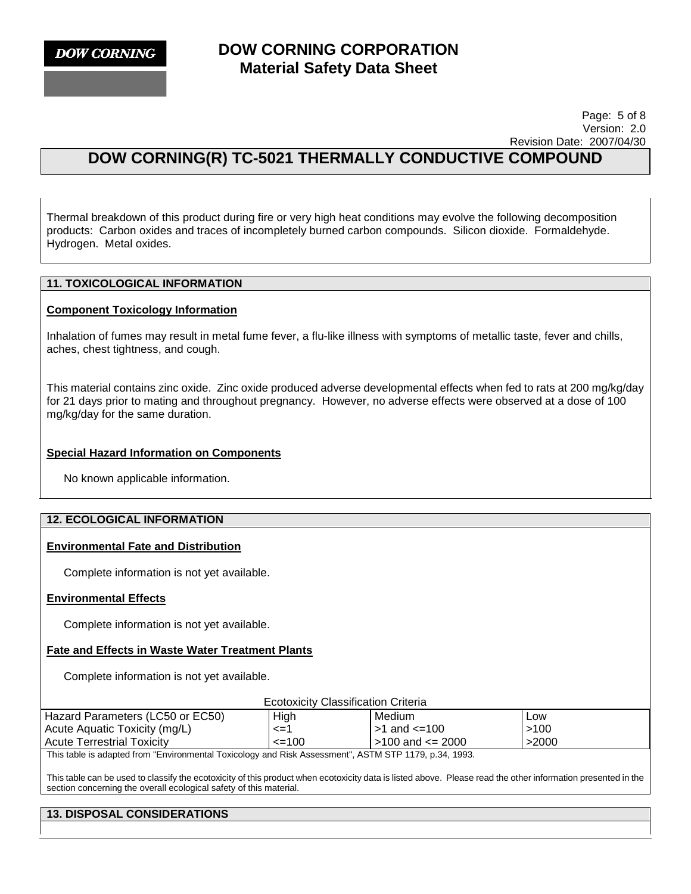Thermal breakdown of this product during fire or very high heat conditions may evolve the following decomposition products: Carbon oxides and traces of incompletely burned carbon compounds. Silicon dioxide. Formaldehyde. Hydrogen. Metal oxides.

## 11. TOXICOLOGICAL INFORMATION

**Component Toxicology Information**

Inhalation of fumes may result in metal fume fever, a flu-like illness with symptoms of metallic taste, fever and chills, aches, chest tightness, and cough.

This material contains zinc oxide. Zinc oxide produced adverse developmental effects when fed to rats at 200 mg/kg/day for 21 days prior to mating and throughout pregnancy. However, no adverse effects were observed at a dose of 100 mg/kg/day for the same duration.

**Special Hazard Information on Components**

No known applicable information.

## 12. ECOLOGICAL INFORMATION

**Environmental Fate and Distribution**

Complete information is not yet available.

**Environmental Effects**

Complete information is not yet available.

**Fate and Effects in Waste Water Treatment Plants**

Complete information is not yet available.

Ecotoxicity Classification Criteria

| Hazard Parameters (LC50 or EC50) | High | Medium | Low |
|---|---|---|---|
| Acute Aquatic Toxicity (mg/L) | <=1 | >1 and <=100 | >100 |
| Acute Terrestrial Toxicity | <=100 | >100 and <= 2000 | >2000 |

This table is adapted from "Environmental Toxicology and Risk Assessment", ASTM STP 1179, p.34, 1993.

This table can be used to classify the ecotoxicity of this product when ecotoxicity data is listed above. Please read the other information presented in the section concerning the overall ecological safety of this material.

## 13. DISPOSAL CONSIDERATIONS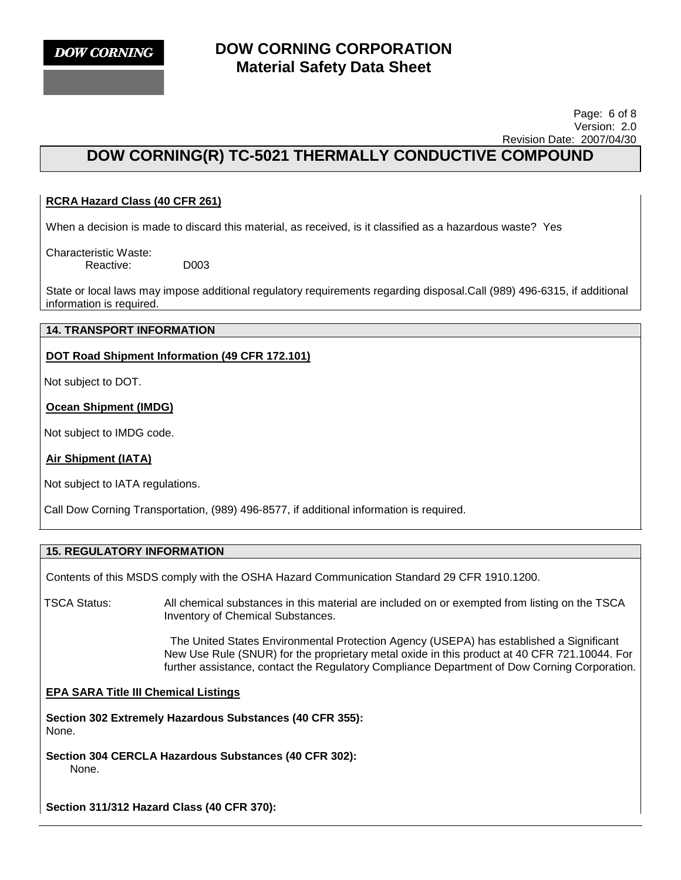#### RCRA Hazard Class (40 CFR 261)

When a decision is made to discard this material, as received, is it classified as a hazardous waste? Yes

Characteristic Waste:
Reactive: D003

State or local laws may impose additional regulatory requirements regarding disposal.Call (989) 496-6315, if additional information is required.

## 14. TRANSPORT INFORMATION

#### DOT Road Shipment Information (49 CFR 172.101)

Not subject to DOT.

#### Ocean Shipment (IMDG)

Not subject to IMDG code.

#### Air Shipment (IATA)

Not subject to IATA regulations.

Call Dow Corning Transportation, (989) 496-8577, if additional information is required.

## 15. REGULATORY INFORMATION

Contents of this MSDS comply with the OSHA Hazard Communication Standard 29 CFR 1910.1200.

TSCA Status: All chemical substances in this material are included on or exempted from listing on the TSCA Inventory of Chemical Substances.

The United States Environmental Protection Agency (USEPA) has established a Significant New Use Rule (SNUR) for the proprietary metal oxide in this product at 40 CFR 721.10044. For further assistance, contact the Regulatory Compliance Department of Dow Corning Corporation.

#### EPA SARA Title III Chemical Listings

**Section 302 Extremely Hazardous Substances (40 CFR 355):**
None.

**Section 304 CERCLA Hazardous Substances (40 CFR 302):**
None.

**Section 311/312 Hazard Class (40 CFR 370):**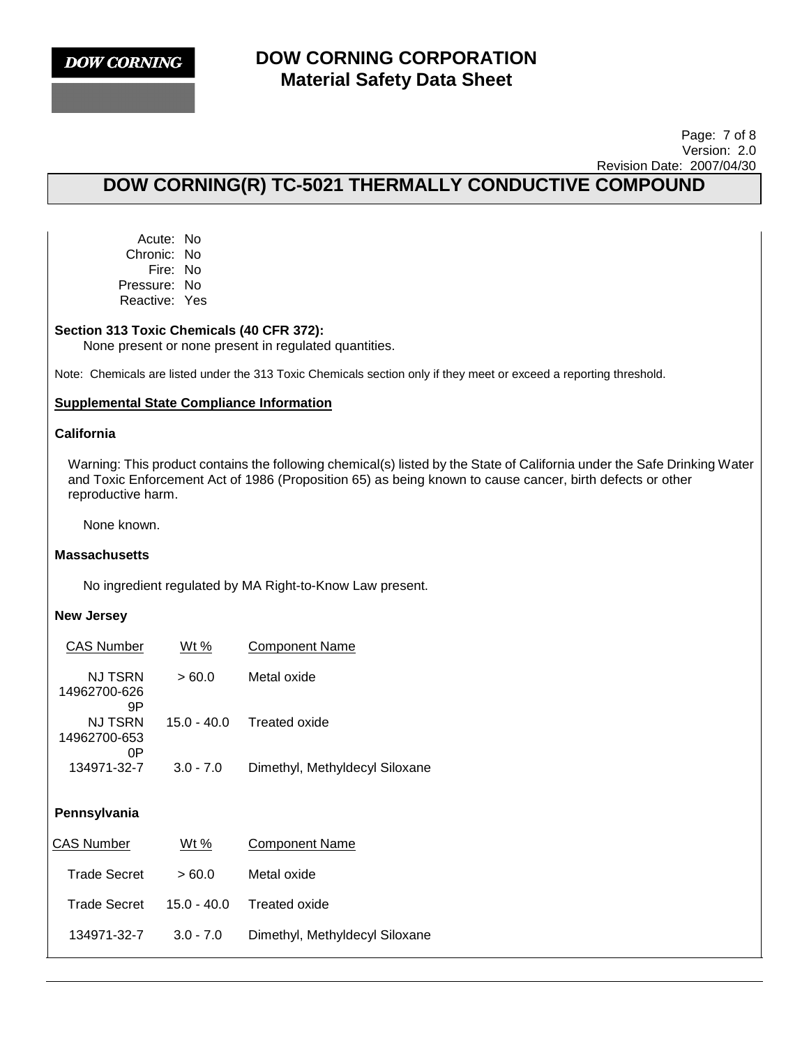Acute: No
Chronic: No
Fire: No
Pressure: No
Reactive: Yes

**Section 313 Toxic Chemicals (40 CFR 372):**

None present or none present in regulated quantities.

Note: Chemicals are listed under the 313 Toxic Chemicals section only if they meet or exceed a reporting threshold.

## Supplemental State Compliance Information

### California

Warning: This product contains the following chemical(s) listed by the State of California under the Safe Drinking Water and Toxic Enforcement Act of 1986 (Proposition 65) as being known to cause cancer, birth defects or other reproductive harm.

None known.

### Massachusetts

No ingredient regulated by MA Right-to-Know Law present.

### New Jersey

| CAS Number | Wt % | Component Name |
|---|---|---|
| NJ TSRN 14962700-6269P | > 60.0 | Metal oxide |
| NJ TSRN 14962700-6530P | 15.0 - 40.0 | Treated oxide |
| 134971-32-7 | 3.0 - 7.0 | Dimethyl, Methyldecyl Siloxane |

### Pennsylvania

| CAS Number | Wt % | Component Name |
|---|---|---|
| Trade Secret | > 60.0 | Metal oxide |
| Trade Secret | 15.0 - 40.0 | Treated oxide |
| 134971-32-7 | 3.0 - 7.0 | Dimethyl, Methyldecyl Siloxane |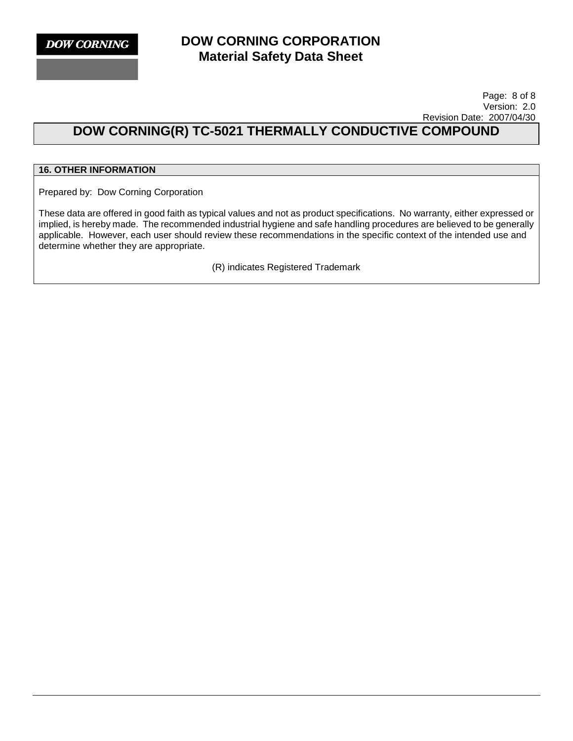## 16. OTHER INFORMATION

Prepared by: Dow Corning Corporation

These data are offered in good faith as typical values and not as product specifications. No warranty, either expressed or implied, is hereby made. The recommended industrial hygiene and safe handling procedures are believed to be generally applicable. However, each user should review these recommendations in the specific context of the intended use and determine whether they are appropriate.

(R) indicates Registered Trademark